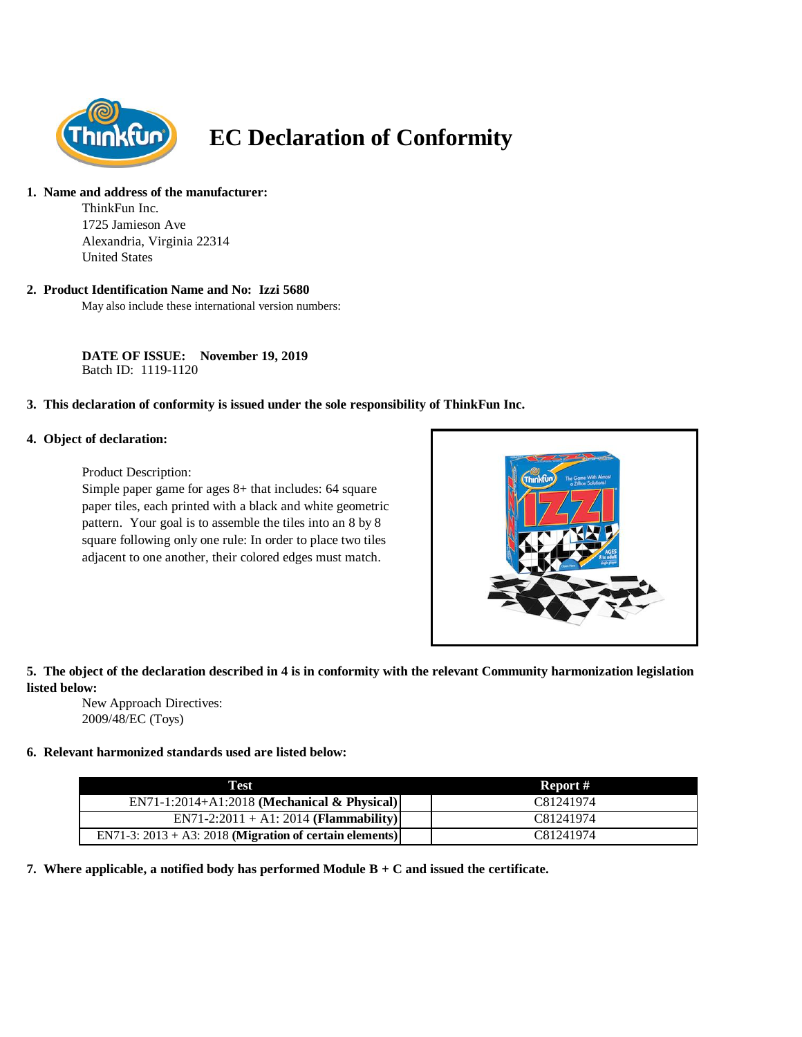# EC Declaration of Conformity

**1. Name and address of the manufacturer:**

ThinkFun Inc.
1725 Jamieson Ave
Alexandria, Virginia 22314
United States

**2. Product Identification Name and No: Izzi 5680**

May also include these international version numbers:

**DATE OF ISSUE: November 19, 2019**
Batch ID: 1119-1120

**3. This declaration of conformity is issued under the sole responsibility of ThinkFun Inc.**

**4. Object of declaration:**

Product Description:
Simple paper game for ages 8+ that includes: 64 square paper tiles, each printed with a black and white geometric pattern. Your goal is to assemble the tiles into an 8 by 8 square following only one rule: In order to place two tiles adjacent to one another, their colored edges must match.

**5. The object of the declaration described in 4 is in conformity with the relevant Community harmonization legislation listed below:**

New Approach Directives:
2009/48/EC (Toys)

**6. Relevant harmonized standards used are listed below:**

| Test | Report # |
| --- | --- |
| EN71-1:2014+A1:2018 **(Mechanical & Physical)** | C81241974 |
| EN71-2:2011 + A1: 2014 **(Flammability)** | C81241974 |
| EN71-3: 2013 + A3: 2018 **(Migration of certain elements)** | C81241974 |

**7. Where applicable, a notified body has performed Module B + C and issued the certificate.**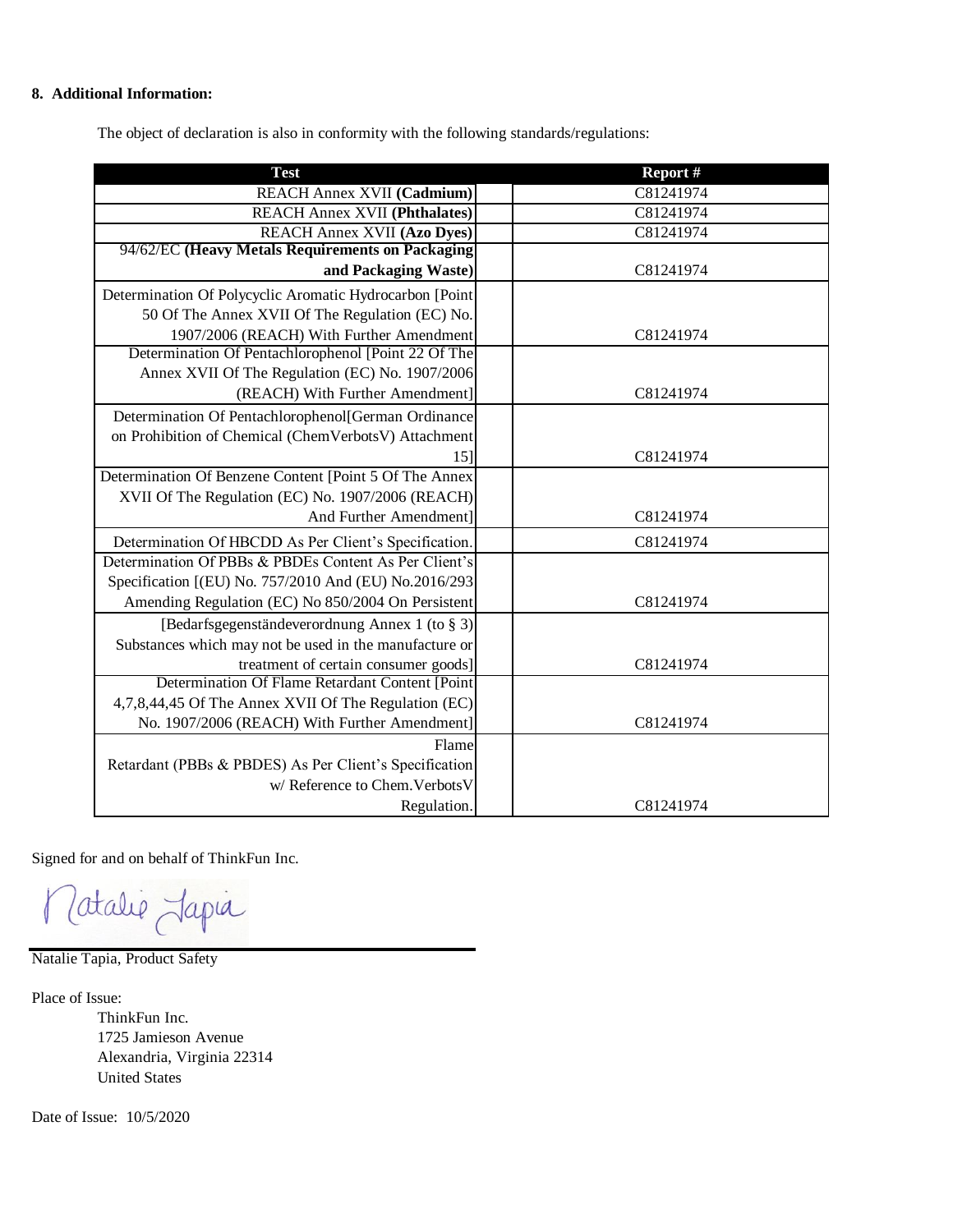**8. Additional Information:**

The object of declaration is also in conformity with the following standards/regulations:

| Test | Report # |
|---|---|
| REACH Annex XVII **(Cadmium)** | C81241974 |
| REACH Annex XVII **(Phthalates)** | C81241974 |
| REACH Annex XVII **(Azo Dyes)** | C81241974 |
| 94/62/EC **(Heavy Metals Requirements on Packaging and Packaging Waste)** | C81241974 |
| Determination Of Polycyclic Aromatic Hydrocarbon [Point 50 Of The Annex XVII Of The Regulation (EC) No. 1907/2006 (REACH) With Further Amendment | C81241974 |
| Determination Of Pentachlorophenol [Point 22 Of The Annex XVII Of The Regulation (EC) No. 1907/2006 (REACH) With Further Amendment] | C81241974 |
| Determination Of Pentachlorophenol[German Ordinance on Prohibition of Chemical (ChemVerbotsV) Attachment 15] | C81241974 |
| Determination Of Benzene Content [Point 5 Of The Annex XVII Of The Regulation (EC) No. 1907/2006 (REACH) And Further Amendment] | C81241974 |
| Determination Of HBCDD As Per Client's Specification. | C81241974 |
| Determination Of PBBs & PBDEs Content As Per Client's Specification [(EU) No. 757/2010 And (EU) No.2016/293 Amending Regulation (EC) No 850/2004 On Persistent | C81241974 |
| [Bedarfsgegenständeverordnung Annex 1 (to § 3) Substances which may not be used in the manufacture or treatment of certain consumer goods] | C81241974 |
| Determination Of Flame Retardant Content [Point 4,7,8,44,45 Of The Annex XVII Of The Regulation (EC) No. 1907/2006 (REACH) With Further Amendment] | C81241974 |
| Flame Retardant (PBBs & PBDES) As Per Client's Specification w/ Reference to Chem.VerbotsV Regulation. | C81241974 |

Signed for and on behalf of ThinkFun Inc.

Natalie Tapia

Natalie Tapia, Product Safety

Place of Issue:

ThinkFun Inc.
1725 Jamieson Avenue
Alexandria, Virginia 22314
United States

Date of Issue: 10/5/2020